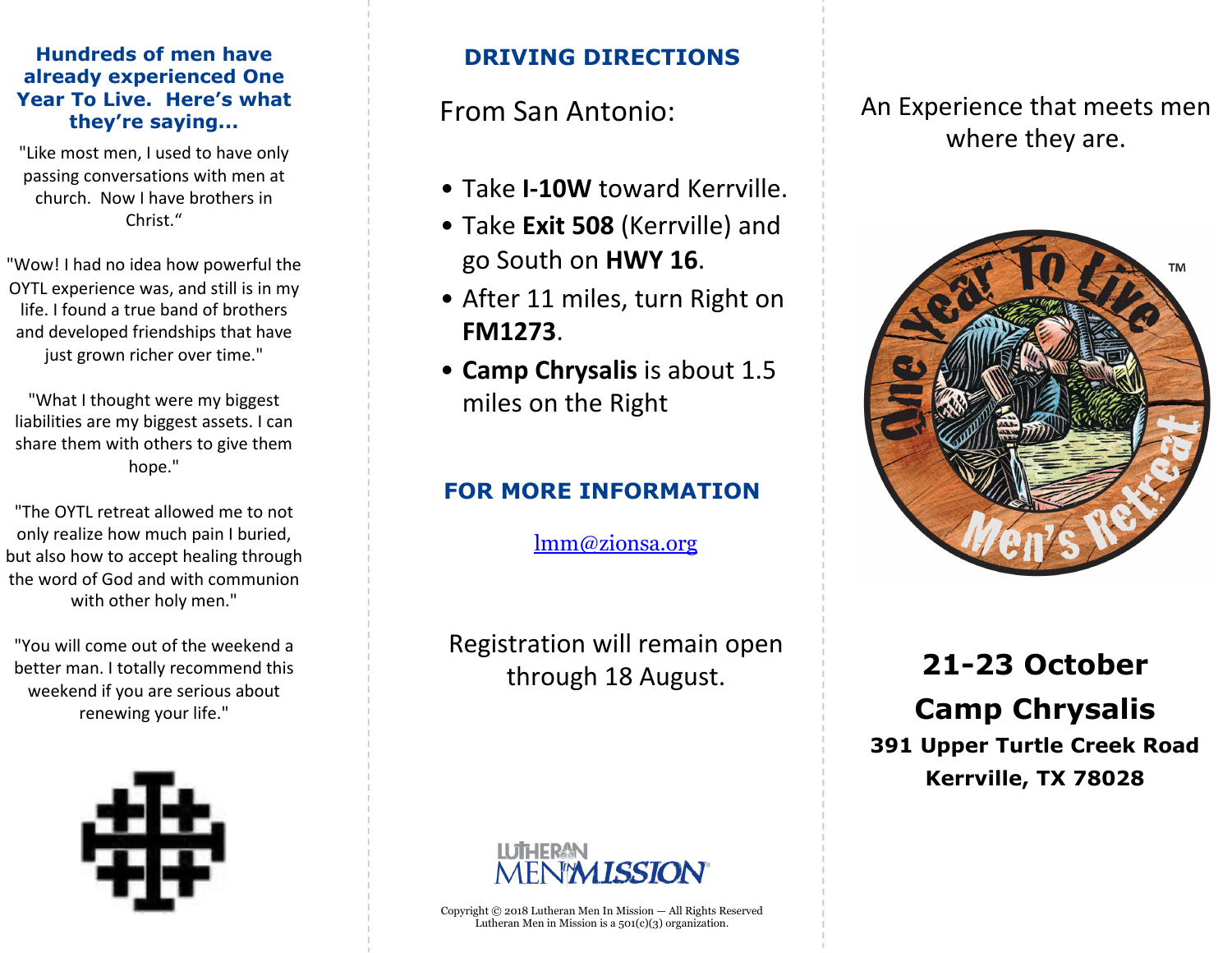## Hundreds of men have already experienced One Year To Live. Here's what they're saying...

"Like most men, I used to have only passing conversations with men at church. Now I have brothers in Christ."

"Wow! I had no idea how powerful the OYTL experience was, and still is in my life. I found a true band of brothers and developed friendships that have just grown richer over time."

"What I thought were my biggest liabilities are my biggest assets. I can share them with others to give them hope."

"The OYTL retreat allowed me to not only realize how much pain I buried, but also how to accept healing through the word of God and with communion with other holy men."

"You will come out of the weekend a better man. I totally recommend this weekend if you are serious about renewing your life."

## DRIVING DIRECTIONS

From San Antonio:

- Take **I-10W** toward Kerrville.
- Take **Exit 508** (Kerrville) and go South on **HWY 16**.
- After 11 miles, turn Right on **FM1273**.
- **Camp Chrysalis** is about 1.5 miles on the Right

## FOR MORE INFORMATION

lmm@zionsa.org

Registration will remain open through 18 August.

LUTHERAN MEN IN MISSION

Copyright © 2018 Lutheran Men In Mission — All Rights Reserved
Lutheran Men in Mission is a 501(c)(3) organization.

An Experience that meets men where they are.

One Year To Live™ Men's Retreat

**21-23 October**

**Camp Chrysalis**

**391 Upper Turtle Creek Road**

**Kerrville, TX 78028**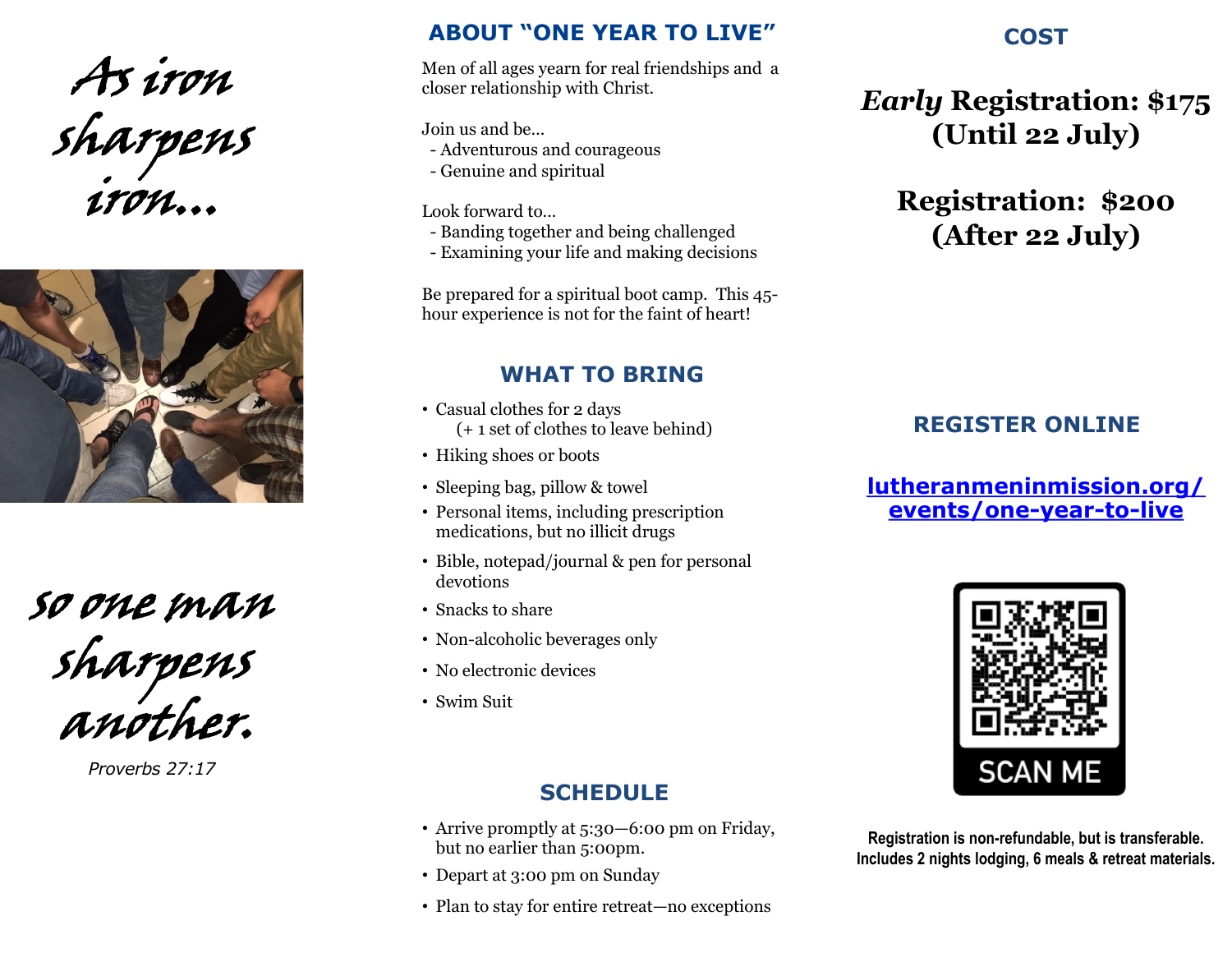As iron sharpens iron...

so one man sharpens another.

*Proverbs 27:17*

## ABOUT "ONE YEAR TO LIVE"

Men of all ages yearn for real friendships and a closer relationship with Christ.

Join us and be...
- Adventurous and courageous
- Genuine and spiritual

Look forward to...
- Banding together and being challenged
- Examining your life and making decisions

Be prepared for a spiritual boot camp. This 45-hour experience is not for the faint of heart!

## WHAT TO BRING

- Casual clothes for 2 days
  (+ 1 set of clothes to leave behind)
- Hiking shoes or boots
- Sleeping bag, pillow & towel
- Personal items, including prescription medications, but no illicit drugs
- Bible, notepad/journal & pen for personal devotions
- Snacks to share
- Non-alcoholic beverages only
- No electronic devices
- Swim Suit

## SCHEDULE

- Arrive promptly at 5:30—6:00 pm on Friday, but no earlier than 5:00pm.
- Depart at 3:00 pm on Sunday
- Plan to stay for entire retreat—no exceptions

## COST

***Early* Registration: $175 (Until 22 July)**

**Registration: $200 (After 22 July)**

## REGISTER ONLINE

**lutheranmeninmission.org/events/one-year-to-live**

SCAN ME

**Registration is non-refundable, but is transferable. Includes 2 nights lodging, 6 meals & retreat materials.**